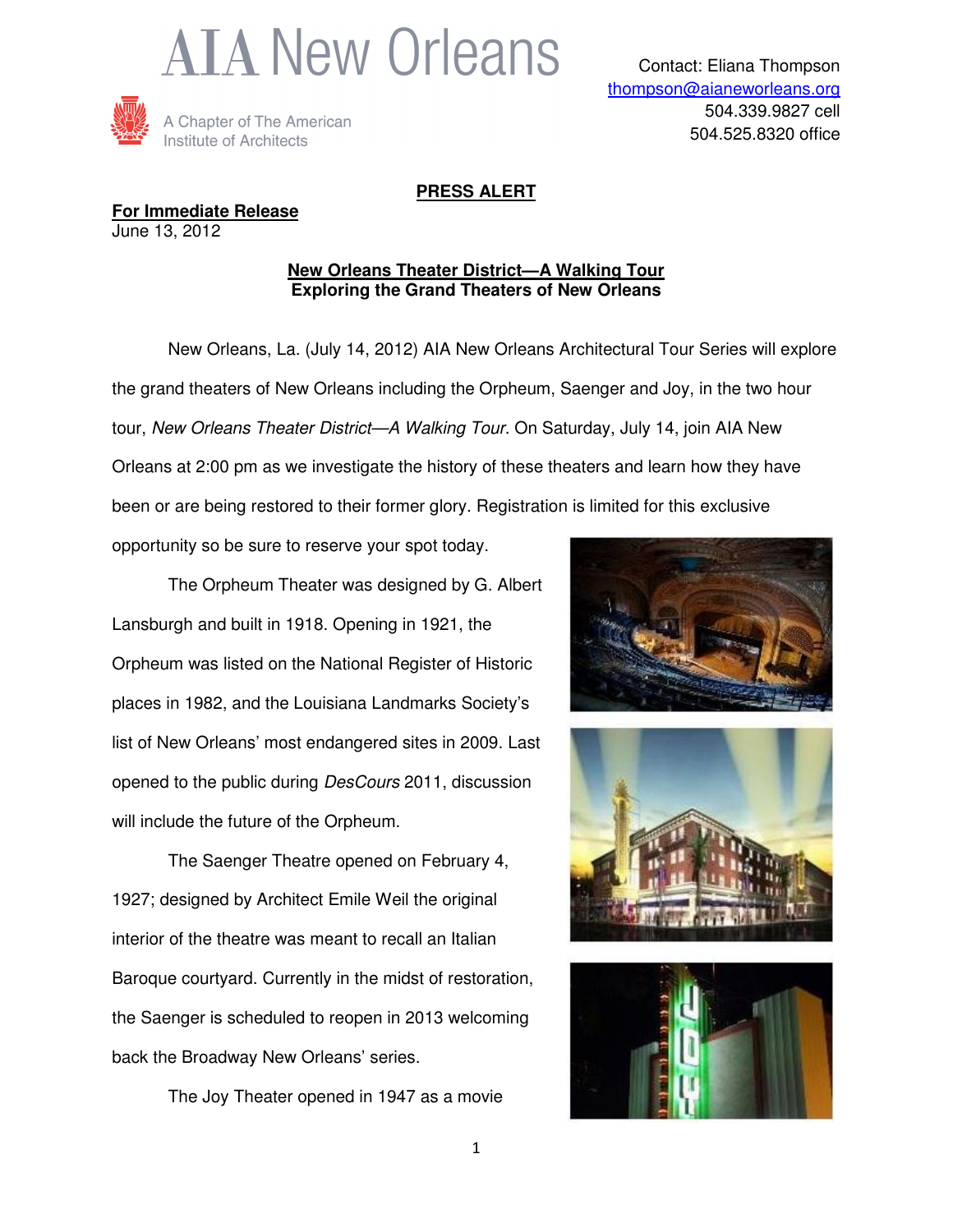# AIA New Orleans

A Chapter of The American Institute of Architects

Contact: Eliana Thompson
thompson@aianeworleans.org
504.339.9827 cell
504.525.8320 office

**PRESS ALERT**

**For Immediate Release**
June 13, 2012

**New Orleans Theater District—A Walking Tour**
**Exploring the Grand Theaters of New Orleans**

New Orleans, La. (July 14, 2012) AIA New Orleans Architectural Tour Series will explore the grand theaters of New Orleans including the Orpheum, Saenger and Joy, in the two hour tour, *New Orleans Theater District—A Walking Tour*. On Saturday, July 14, join AIA New Orleans at 2:00 pm as we investigate the history of these theaters and learn how they have been or are being restored to their former glory. Registration is limited for this exclusive opportunity so be sure to reserve your spot today.

The Orpheum Theater was designed by G. Albert Lansburgh and built in 1918. Opening in 1921, the Orpheum was listed on the National Register of Historic places in 1982, and the Louisiana Landmarks Society's list of New Orleans' most endangered sites in 2009. Last opened to the public during *DesCours* 2011, discussion will include the future of the Orpheum.

The Saenger Theatre opened on February 4, 1927; designed by Architect Emile Weil the original interior of the theatre was meant to recall an Italian Baroque courtyard. Currently in the midst of restoration, the Saenger is scheduled to reopen in 2013 welcoming back the Broadway New Orleans' series.

The Joy Theater opened in 1947 as a movie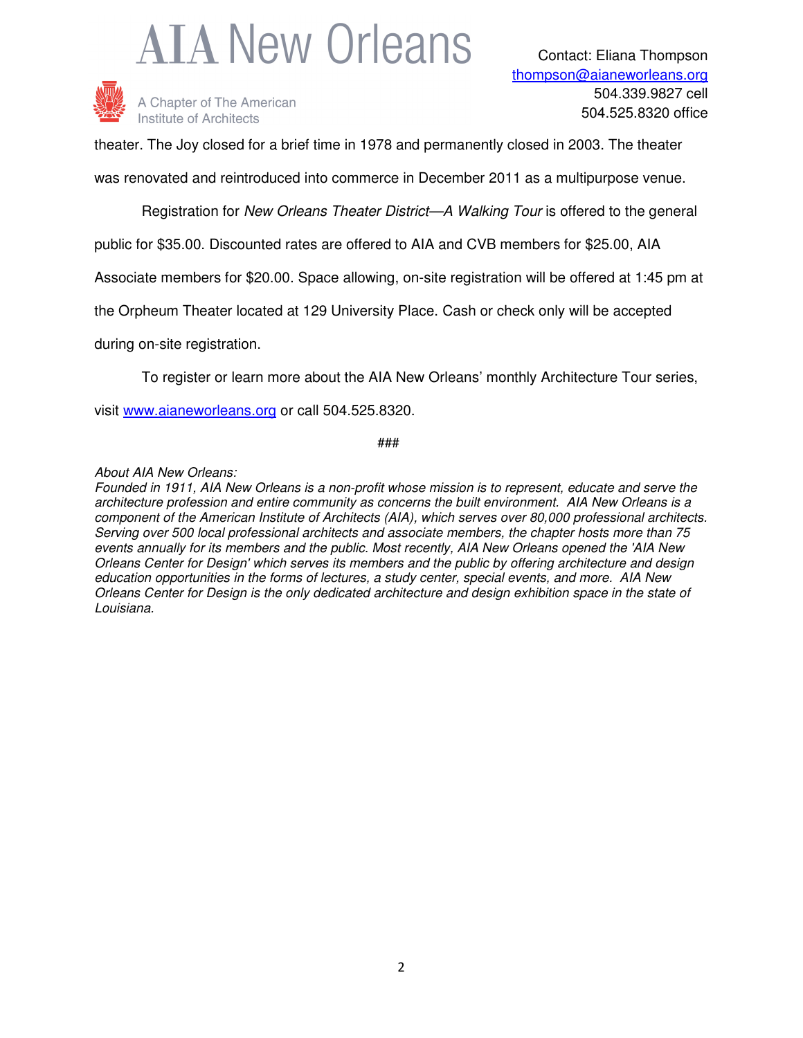theater. The Joy closed for a brief time in 1978 and permanently closed in 2003. The theater was renovated and reintroduced into commerce in December 2011 as a multipurpose venue.

Registration for *New Orleans Theater District—A Walking Tour* is offered to the general public for $35.00. Discounted rates are offered to AIA and CVB members for $25.00, AIA Associate members for $20.00. Space allowing, on-site registration will be offered at 1:45 pm at the Orpheum Theater located at 129 University Place. Cash or check only will be accepted during on-site registration.

To register or learn more about the AIA New Orleans' monthly Architecture Tour series, visit www.aianeworleans.org or call 504.525.8320.

###

*About AIA New Orleans:*
*Founded in 1911, AIA New Orleans is a non-profit whose mission is to represent, educate and serve the architecture profession and entire community as concerns the built environment. AIA New Orleans is a component of the American Institute of Architects (AIA), which serves over 80,000 professional architects. Serving over 500 local professional architects and associate members, the chapter hosts more than 75 events annually for its members and the public. Most recently, AIA New Orleans opened the 'AIA New Orleans Center for Design' which serves its members and the public by offering architecture and design education opportunities in the forms of lectures, a study center, special events, and more. AIA New Orleans Center for Design is the only dedicated architecture and design exhibition space in the state of Louisiana.*